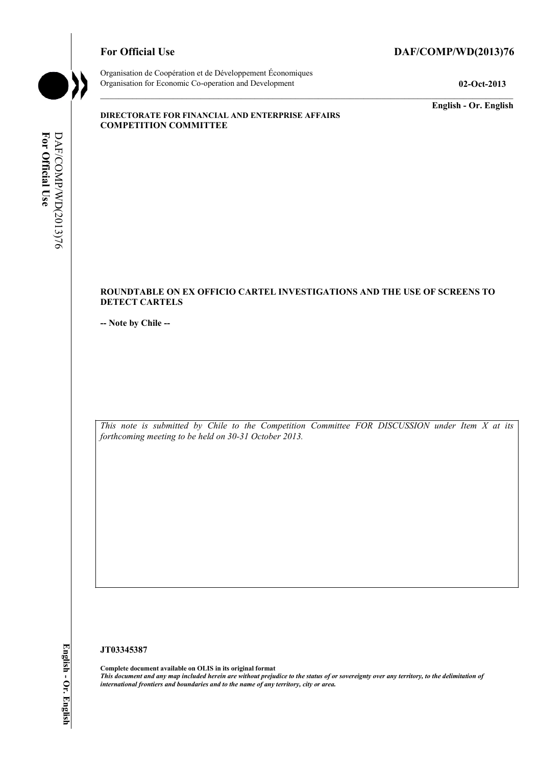**For Official Use** **DAF/COMP/WD(2013)76**

Organisation de Coopération et de Développement Économiques
Organisation for Economic Co-operation and Development

**02-Oct-2013**

**English - Or. English**

**DIRECTORATE FOR FINANCIAL AND ENTERPRISE AFFAIRS**
**COMPETITION COMMITTEE**

**ROUNDTABLE ON EX OFFICIO CARTEL INVESTIGATIONS AND THE USE OF SCREENS TO DETECT CARTELS**

**-- Note by Chile --**

*This note is submitted by Chile to the Competition Committee FOR DISCUSSION under Item X at its forthcoming meeting to be held on 30-31 October 2013.*

**JT03345387**

**Complete document available on OLIS in its original format**
***This document and any map included herein are without prejudice to the status of or sovereignty over any territory, to the delimitation of international frontiers and boundaries and to the name of any territory, city or area.***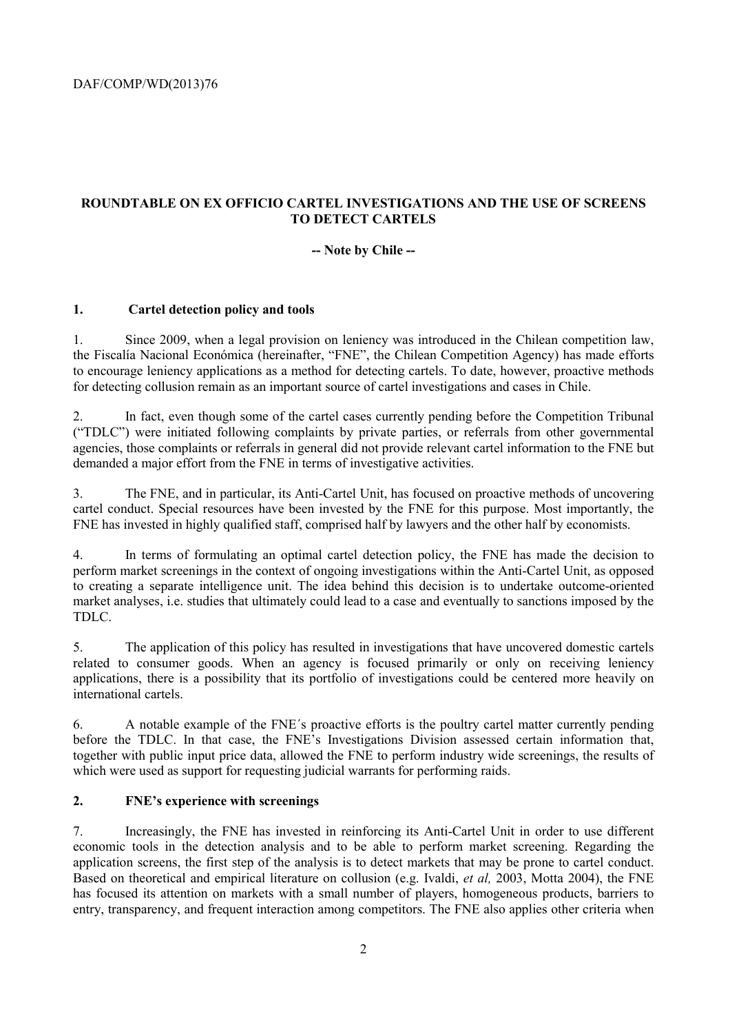**ROUNDTABLE ON EX OFFICIO CARTEL INVESTIGATIONS AND THE USE OF SCREENS TO DETECT CARTELS**

**-- Note by Chile --**

## 1. Cartel detection policy and tools

1. Since 2009, when a legal provision on leniency was introduced in the Chilean competition law, the Fiscalía Nacional Económica (hereinafter, "FNE", the Chilean Competition Agency) has made efforts to encourage leniency applications as a method for detecting cartels. To date, however, proactive methods for detecting collusion remain as an important source of cartel investigations and cases in Chile.

2. In fact, even though some of the cartel cases currently pending before the Competition Tribunal ("TDLC") were initiated following complaints by private parties, or referrals from other governmental agencies, those complaints or referrals in general did not provide relevant cartel information to the FNE but demanded a major effort from the FNE in terms of investigative activities.

3. The FNE, and in particular, its Anti-Cartel Unit, has focused on proactive methods of uncovering cartel conduct. Special resources have been invested by the FNE for this purpose. Most importantly, the FNE has invested in highly qualified staff, comprised half by lawyers and the other half by economists.

4. In terms of formulating an optimal cartel detection policy, the FNE has made the decision to perform market screenings in the context of ongoing investigations within the Anti-Cartel Unit, as opposed to creating a separate intelligence unit. The idea behind this decision is to undertake outcome-oriented market analyses, i.e. studies that ultimately could lead to a case and eventually to sanctions imposed by the TDLC.

5. The application of this policy has resulted in investigations that have uncovered domestic cartels related to consumer goods. When an agency is focused primarily or only on receiving leniency applications, there is a possibility that its portfolio of investigations could be centered more heavily on international cartels.

6. A notable example of the FNE´s proactive efforts is the poultry cartel matter currently pending before the TDLC. In that case, the FNE's Investigations Division assessed certain information that, together with public input price data, allowed the FNE to perform industry wide screenings, the results of which were used as support for requesting judicial warrants for performing raids.

## 2. FNE's experience with screenings

7. Increasingly, the FNE has invested in reinforcing its Anti-Cartel Unit in order to use different economic tools in the detection analysis and to be able to perform market screening. Regarding the application screens, the first step of the analysis is to detect markets that may be prone to cartel conduct. Based on theoretical and empirical literature on collusion (e.g. Ivaldi, *et al,* 2003, Motta 2004), the FNE has focused its attention on markets with a small number of players, homogeneous products, barriers to entry, transparency, and frequent interaction among competitors. The FNE also applies other criteria when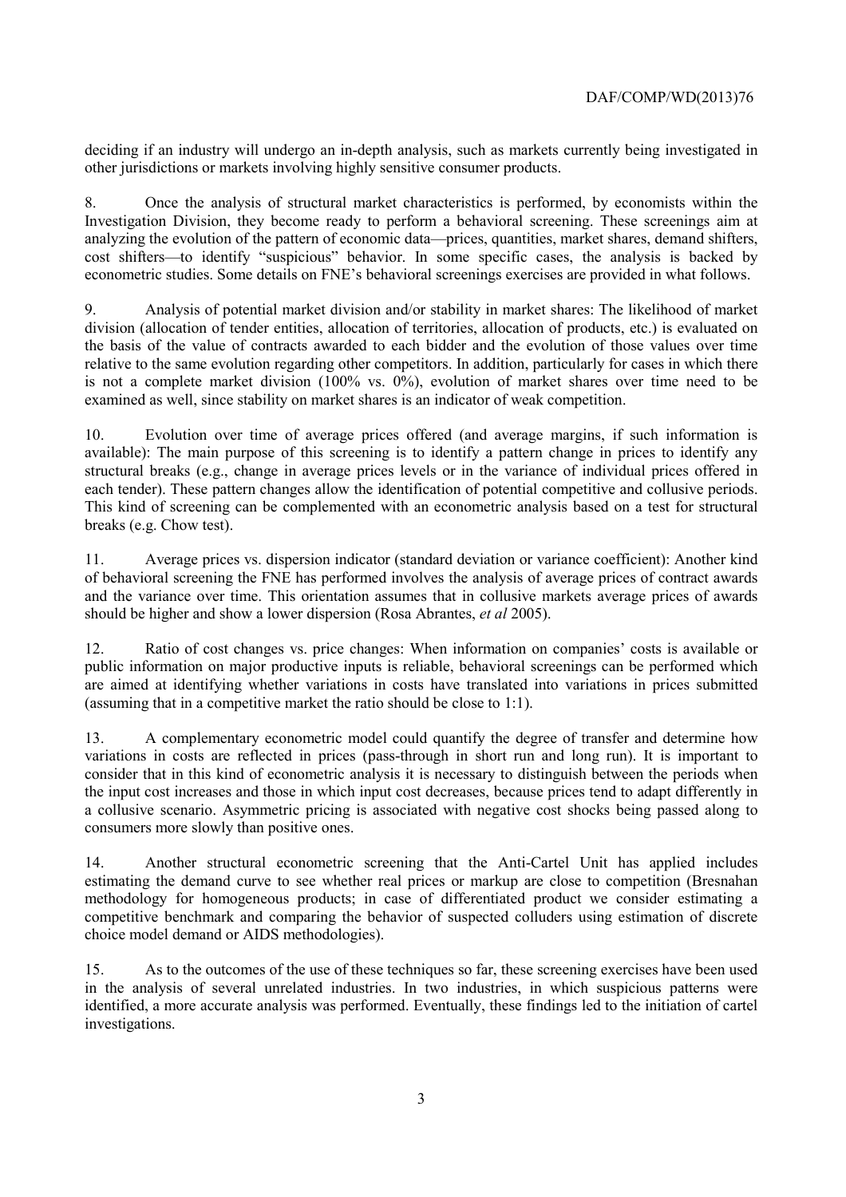deciding if an industry will undergo an in-depth analysis, such as markets currently being investigated in other jurisdictions or markets involving highly sensitive consumer products.

8. Once the analysis of structural market characteristics is performed, by economists within the Investigation Division, they become ready to perform a behavioral screening. These screenings aim at analyzing the evolution of the pattern of economic data—prices, quantities, market shares, demand shifters, cost shifters—to identify "suspicious" behavior. In some specific cases, the analysis is backed by econometric studies. Some details on FNE's behavioral screenings exercises are provided in what follows.

9. Analysis of potential market division and/or stability in market shares: The likelihood of market division (allocation of tender entities, allocation of territories, allocation of products, etc.) is evaluated on the basis of the value of contracts awarded to each bidder and the evolution of those values over time relative to the same evolution regarding other competitors. In addition, particularly for cases in which there is not a complete market division (100% vs. 0%), evolution of market shares over time need to be examined as well, since stability on market shares is an indicator of weak competition.

10. Evolution over time of average prices offered (and average margins, if such information is available): The main purpose of this screening is to identify a pattern change in prices to identify any structural breaks (e.g., change in average prices levels or in the variance of individual prices offered in each tender). These pattern changes allow the identification of potential competitive and collusive periods. This kind of screening can be complemented with an econometric analysis based on a test for structural breaks (e.g. Chow test).

11. Average prices vs. dispersion indicator (standard deviation or variance coefficient): Another kind of behavioral screening the FNE has performed involves the analysis of average prices of contract awards and the variance over time. This orientation assumes that in collusive markets average prices of awards should be higher and show a lower dispersion (Rosa Abrantes, *et al* 2005).

12. Ratio of cost changes vs. price changes: When information on companies' costs is available or public information on major productive inputs is reliable, behavioral screenings can be performed which are aimed at identifying whether variations in costs have translated into variations in prices submitted (assuming that in a competitive market the ratio should be close to 1:1).

13. A complementary econometric model could quantify the degree of transfer and determine how variations in costs are reflected in prices (pass-through in short run and long run). It is important to consider that in this kind of econometric analysis it is necessary to distinguish between the periods when the input cost increases and those in which input cost decreases, because prices tend to adapt differently in a collusive scenario. Asymmetric pricing is associated with negative cost shocks being passed along to consumers more slowly than positive ones.

14. Another structural econometric screening that the Anti-Cartel Unit has applied includes estimating the demand curve to see whether real prices or markup are close to competition (Bresnahan methodology for homogeneous products; in case of differentiated product we consider estimating a competitive benchmark and comparing the behavior of suspected colluders using estimation of discrete choice model demand or AIDS methodologies).

15. As to the outcomes of the use of these techniques so far, these screening exercises have been used in the analysis of several unrelated industries. In two industries, in which suspicious patterns were identified, a more accurate analysis was performed. Eventually, these findings led to the initiation of cartel investigations.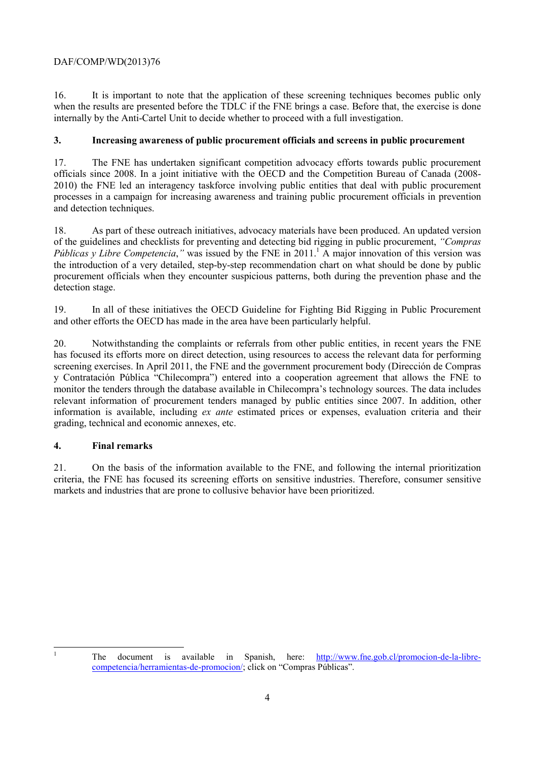16. It is important to note that the application of these screening techniques becomes public only when the results are presented before the TDLC if the FNE brings a case. Before that, the exercise is done internally by the Anti-Cartel Unit to decide whether to proceed with a full investigation.

## 3. Increasing awareness of public procurement officials and screens in public procurement

17. The FNE has undertaken significant competition advocacy efforts towards public procurement officials since 2008. In a joint initiative with the OECD and the Competition Bureau of Canada (2008-2010) the FNE led an interagency taskforce involving public entities that deal with public procurement processes in a campaign for increasing awareness and training public procurement officials in prevention and detection techniques.

18. As part of these outreach initiatives, advocacy materials have been produced. An updated version of the guidelines and checklists for preventing and detecting bid rigging in public procurement, *"Compras Públicas y Libre Competencia,"* was issued by the FNE in 2011.[1] A major innovation of this version was the introduction of a very detailed, step-by-step recommendation chart on what should be done by public procurement officials when they encounter suspicious patterns, both during the prevention phase and the detection stage.

19. In all of these initiatives the OECD Guideline for Fighting Bid Rigging in Public Procurement and other efforts the OECD has made in the area have been particularly helpful.

20. Notwithstanding the complaints or referrals from other public entities, in recent years the FNE has focused its efforts more on direct detection, using resources to access the relevant data for performing screening exercises. In April 2011, the FNE and the government procurement body (Dirección de Compras y Contratación Pública "Chilecompra") entered into a cooperation agreement that allows the FNE to monitor the tenders through the database available in Chilecompra's technology sources. The data includes relevant information of procurement tenders managed by public entities since 2007. In addition, other information is available, including *ex ante* estimated prices or expenses, evaluation criteria and their grading, technical and economic annexes, etc.

## 4. Final remarks

21. On the basis of the information available to the FNE, and following the internal prioritization criteria, the FNE has focused its screening efforts on sensitive industries. Therefore, consumer sensitive markets and industries that are prone to collusive behavior have been prioritized.

---

[1] The document is available in Spanish, here: http://www.fne.gob.cl/promocion-de-la-libre-competencia/herramientas-de-promocion/; click on "Compras Públicas".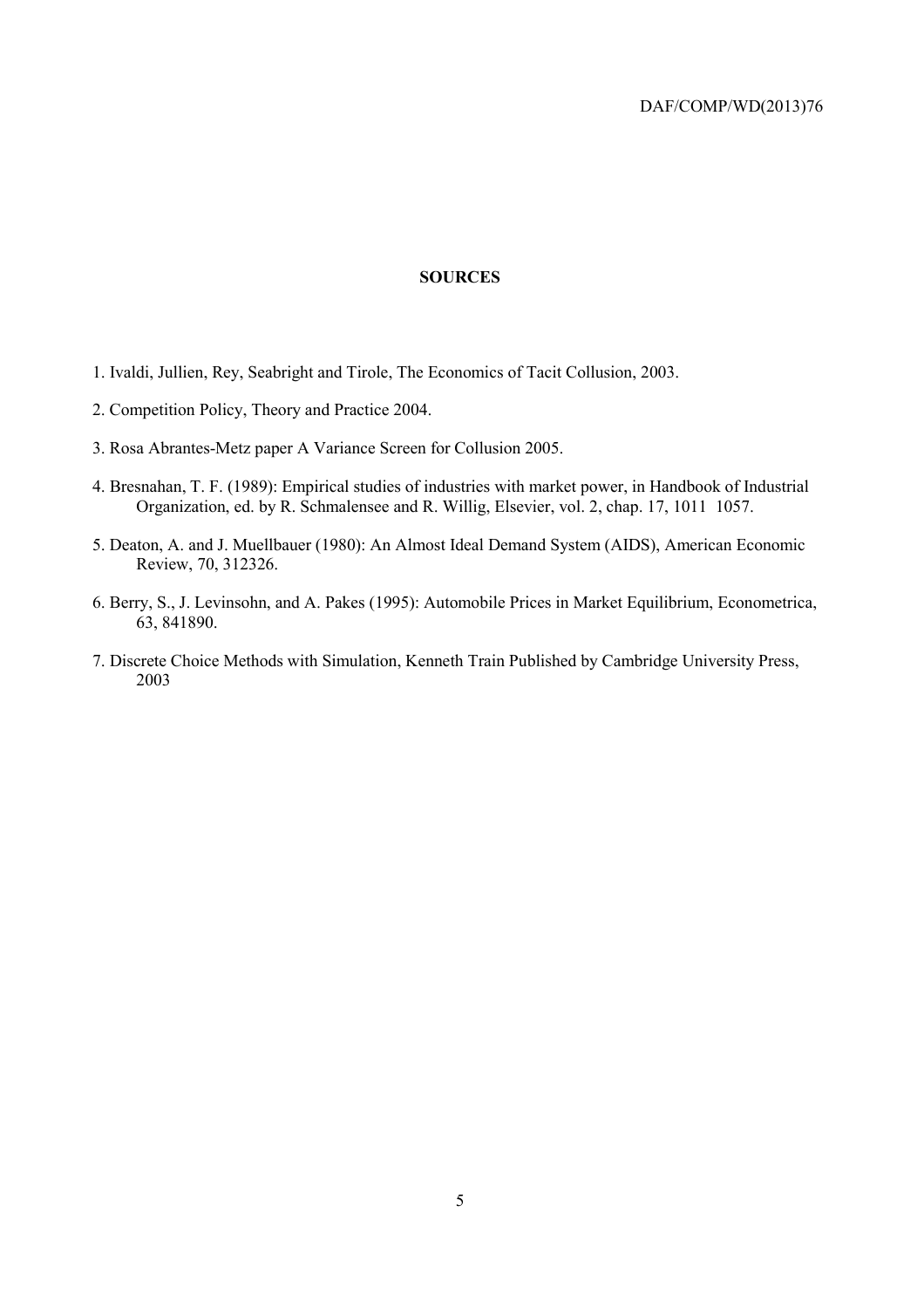**SOURCES**

1. Ivaldi, Jullien, Rey, Seabright and Tirole, The Economics of Tacit Collusion, 2003.
2. Competition Policy, Theory and Practice 2004.
3. Rosa Abrantes-Metz paper A Variance Screen for Collusion 2005.
4. Bresnahan, T. F. (1989): Empirical studies of industries with market power, in Handbook of Industrial Organization, ed. by R. Schmalensee and R. Willig, Elsevier, vol. 2, chap. 17, 1011 1057.
5. Deaton, A. and J. Muellbauer (1980): An Almost Ideal Demand System (AIDS), American Economic Review, 70, 312326.
6. Berry, S., J. Levinsohn, and A. Pakes (1995): Automobile Prices in Market Equilibrium, Econometrica, 63, 841890.
7. Discrete Choice Methods with Simulation, Kenneth Train Published by Cambridge University Press, 2003